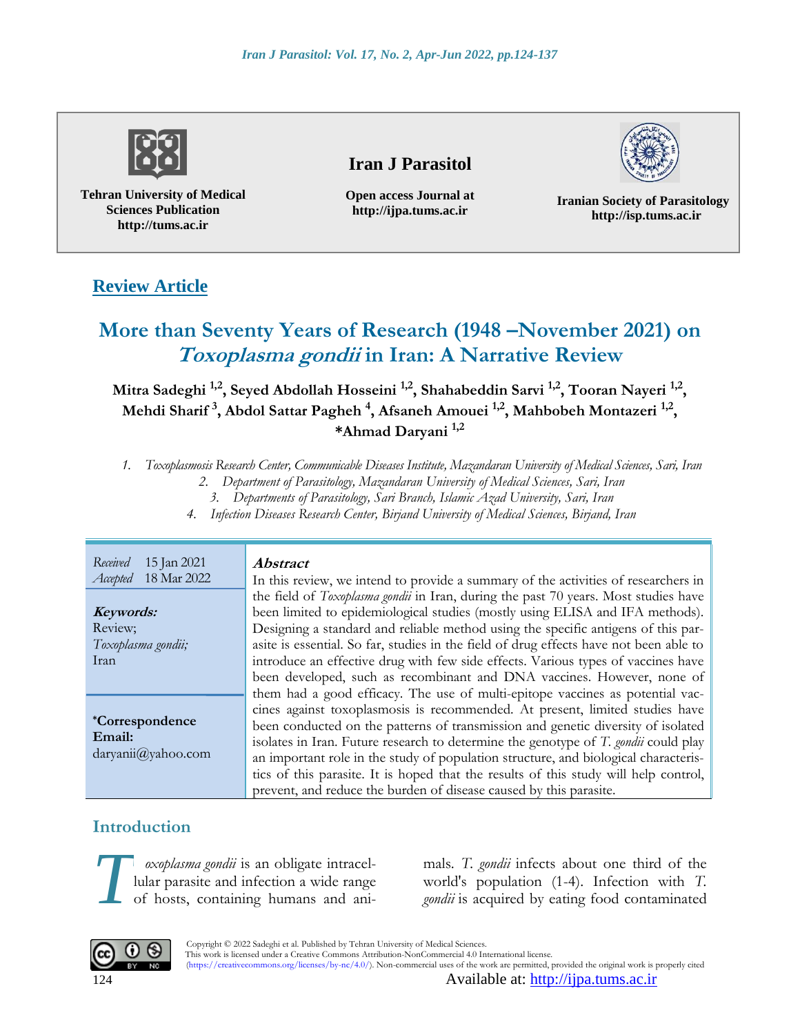Tehran University of Medical Sciences Publication
http://tums.ac.ir

**Iran J Parasitol**

Open access Journal at
http://ijpa.tums.ac.ir

Iranian Society of Parasitology
http://isp.tums.ac.ir

**Review Article**

# More than Seventy Years of Research (1948 –November 2021) on *Toxoplasma gondii* in Iran: A Narrative Review

**Mitra Sadeghi [1,2], Seyed Abdollah Hosseini [1,2], Shahabeddin Sarvi [1,2], Tooran Nayeri [1,2], Mehdi Sharif [3], Abdol Sattar Pagheh [4], Afsaneh Amouei [1,2], Mahbobeh Montazeri [1,2], \*Ahmad Daryani [1,2]**

1. *Toxoplasmosis Research Center, Communicable Diseases Institute, Mazandaran University of Medical Sciences, Sari, Iran*
2. *Department of Parasitology, Mazandaran University of Medical Sciences, Sari, Iran*
3. *Departments of Parasitology, Sari Branch, Islamic Azad University, Sari, Iran*
4. *Infection Diseases Research Center, Birjand University of Medical Sciences, Birjand, Iran*

*Received* 15 Jan 2021
*Accepted* 18 Mar 2022

***Keywords:***
Review;
*Toxoplasma gondii;*
Iran

**\*Correspondence Email:**
daryanii@yahoo.com

***Abstract***

In this review, we intend to provide a summary of the activities of researchers in the field of *Toxoplasma gondii* in Iran, during the past 70 years. Most studies have been limited to epidemiological studies (mostly using ELISA and IFA methods). Designing a standard and reliable method using the specific antigens of this parasite is essential. So far, studies in the field of drug effects have not been able to introduce an effective drug with few side effects. Various types of vaccines have been developed, such as recombinant and DNA vaccines. However, none of them had a good efficacy. The use of multi-epitope vaccines as potential vaccines against toxoplasmosis is recommended. At present, limited studies have been conducted on the patterns of transmission and genetic diversity of isolated isolates in Iran. Future research to determine the genotype of *T. gondii* could play an important role in the study of population structure, and biological characteristics of this parasite. It is hoped that the results of this study will help control, prevent, and reduce the burden of disease caused by this parasite.

## Introduction

*Toxoplasma gondii* is an obligate intracellular parasite and infection a wide range of hosts, containing humans and animals. *T. gondii* infects about one third of the world's population (1-4). Infection with *T. gondii* is acquired by eating food contaminated

Copyright © 2022 Sadeghi et al. Published by Tehran University of Medical Sciences.
This work is licensed under a Creative Commons Attribution-NonCommercial 4.0 International license.
(https://creativecommons.org/licenses/by-nc/4.0/). Non-commercial uses of the work are permitted, provided the original work is properly cited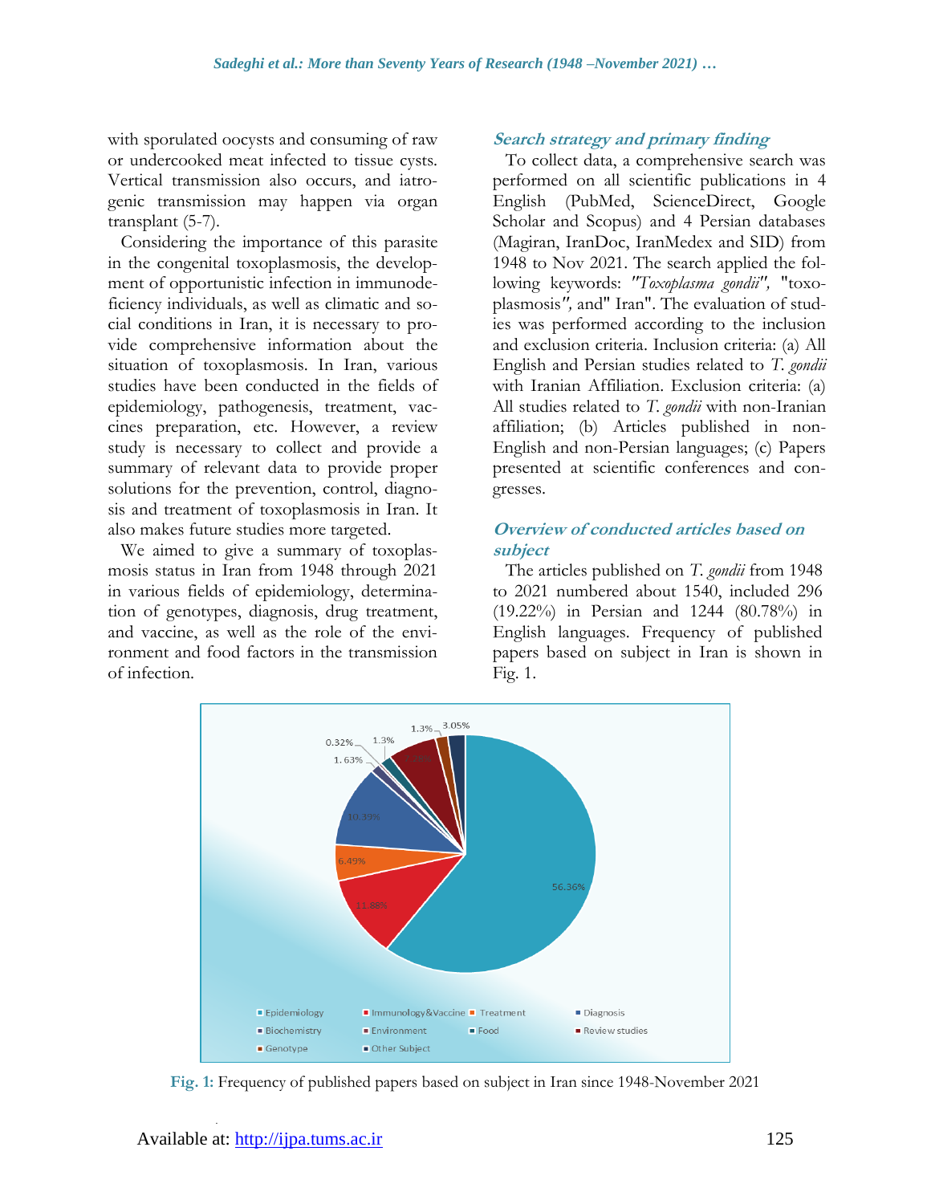with sporulated oocysts and consuming of raw or undercooked meat infected to tissue cysts. Vertical transmission also occurs, and iatrogenic transmission may happen via organ transplant (5-7).

Considering the importance of this parasite in the congenital toxoplasmosis, the development of opportunistic infection in immunodeficiency individuals, as well as climatic and social conditions in Iran, it is necessary to provide comprehensive information about the situation of toxoplasmosis. In Iran, various studies have been conducted in the fields of epidemiology, pathogenesis, treatment, vaccines preparation, etc. However, a review study is necessary to collect and provide a summary of relevant data to provide proper solutions for the prevention, control, diagnosis and treatment of toxoplasmosis in Iran. It also makes future studies more targeted.

We aimed to give a summary of toxoplasmosis status in Iran from 1948 through 2021 in various fields of epidemiology, determination of genotypes, diagnosis, drug treatment, and vaccine, as well as the role of the environment and food factors in the transmission of infection.

## Search strategy and primary finding

To collect data, a comprehensive search was performed on all scientific publications in 4 English (PubMed, ScienceDirect, Google Scholar and Scopus) and 4 Persian databases (Magiran, IranDoc, IranMedex and SID) from 1948 to Nov 2021. The search applied the following keywords: "*Toxoplasma gondii*", "toxoplasmosis", and" Iran". The evaluation of studies was performed according to the inclusion and exclusion criteria. Inclusion criteria: (a) All English and Persian studies related to *T. gondii* with Iranian Affiliation. Exclusion criteria: (a) All studies related to *T. gondii* with non-Iranian affiliation; (b) Articles published in non-English and non-Persian languages; (c) Papers presented at scientific conferences and congresses.

## Overview of conducted articles based on subject

The articles published on *T. gondii* from 1948 to 2021 numbered about 1540, included 296 (19.22%) in Persian and 1244 (80.78%) in English languages. Frequency of published papers based on subject in Iran is shown in Fig. 1.

**Fig. 1:** Frequency of published papers based on subject in Iran since 1948-November 2021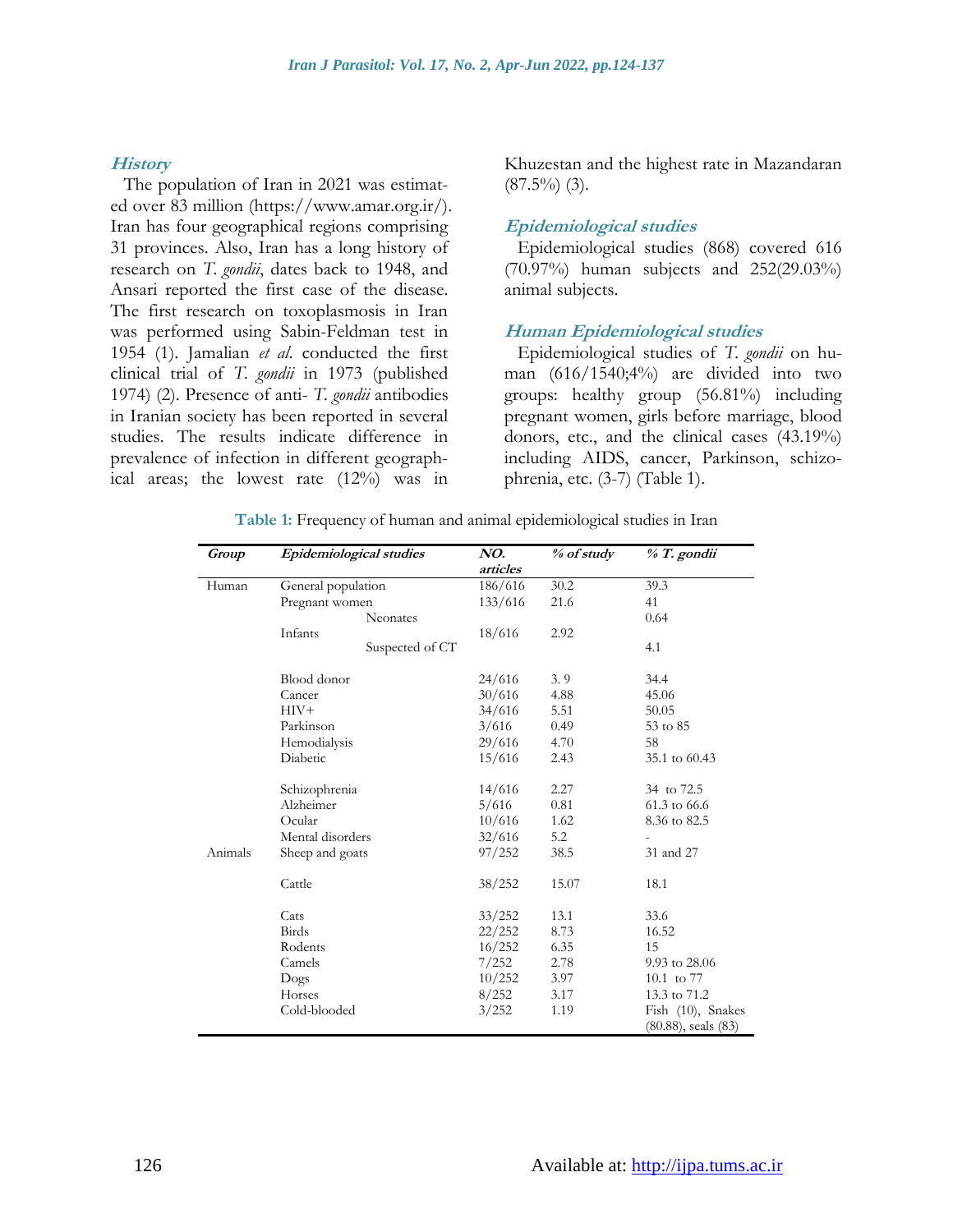### *History*

The population of Iran in 2021 was estimated over 83 million (https://www.amar.org.ir/). Iran has four geographical regions comprising 31 provinces. Also, Iran has a long history of research on *T. gondii*, dates back to 1948, and Ansari reported the first case of the disease. The first research on toxoplasmosis in Iran was performed using Sabin-Feldman test in 1954 (1). Jamalian *et al.* conducted the first clinical trial of *T. gondii* in 1973 (published 1974) (2). Presence of anti- *T. gondii* antibodies in Iranian society has been reported in several studies. The results indicate difference in prevalence of infection in different geographical areas; the lowest rate (12%) was in Khuzestan and the highest rate in Mazandaran (87.5%) (3).

### *Epidemiological studies*

Epidemiological studies (868) covered 616 (70.97%) human subjects and 252(29.03%) animal subjects.

### *Human Epidemiological studies*

Epidemiological studies of *T. gondii* on human (616/1540;4%) are divided into two groups: healthy group (56.81%) including pregnant women, girls before marriage, blood donors, etc., and the clinical cases (43.19%) including AIDS, cancer, Parkinson, schizophrenia, etc. (3-7) (Table 1).

**Table 1:** Frequency of human and animal epidemiological studies in Iran

| *Group* | *Epidemiological studies* | *NO. articles* | *% of study* | *% T. gondii* |
|---|---|---|---|---|
| Human | General population | 186/616 | 30.2 | 39.3 |
| | Pregnant women | 133/616 | 21.6 | 41 |
| | Neonates | | | 0.64 |
| | Infants | 18/616 | 2.92 | |
| | Suspected of CT | | | 4.1 |
| | Blood donor | 24/616 | 3. 9 | 34.4 |
| | Cancer | 30/616 | 4.88 | 45.06 |
| | HIV+ | 34/616 | 5.51 | 50.05 |
| | Parkinson | 3/616 | 0.49 | 53 to 85 |
| | Hemodialysis | 29/616 | 4.70 | 58 |
| | Diabetic | 15/616 | 2.43 | 35.1 to 60.43 |
| | Schizophrenia | 14/616 | 2.27 | 34 to 72.5 |
| | Alzheimer | 5/616 | 0.81 | 61.3 to 66.6 |
| | Ocular | 10/616 | 1.62 | 8.36 to 82.5 |
| | Mental disorders | 32/616 | 5.2 | - |
| Animals | Sheep and goats | 97/252 | 38.5 | 31 and 27 |
| | Cattle | 38/252 | 15.07 | 18.1 |
| | Cats | 33/252 | 13.1 | 33.6 |
| | Birds | 22/252 | 8.73 | 16.52 |
| | Rodents | 16/252 | 6.35 | 15 |
| | Camels | 7/252 | 2.78 | 9.93 to 28.06 |
| | Dogs | 10/252 | 3.97 | 10.1 to 77 |
| | Horses | 8/252 | 3.17 | 13.3 to 71.2 |
| | Cold-blooded | 3/252 | 1.19 | Fish (10), Snakes (80.88), seals (83) |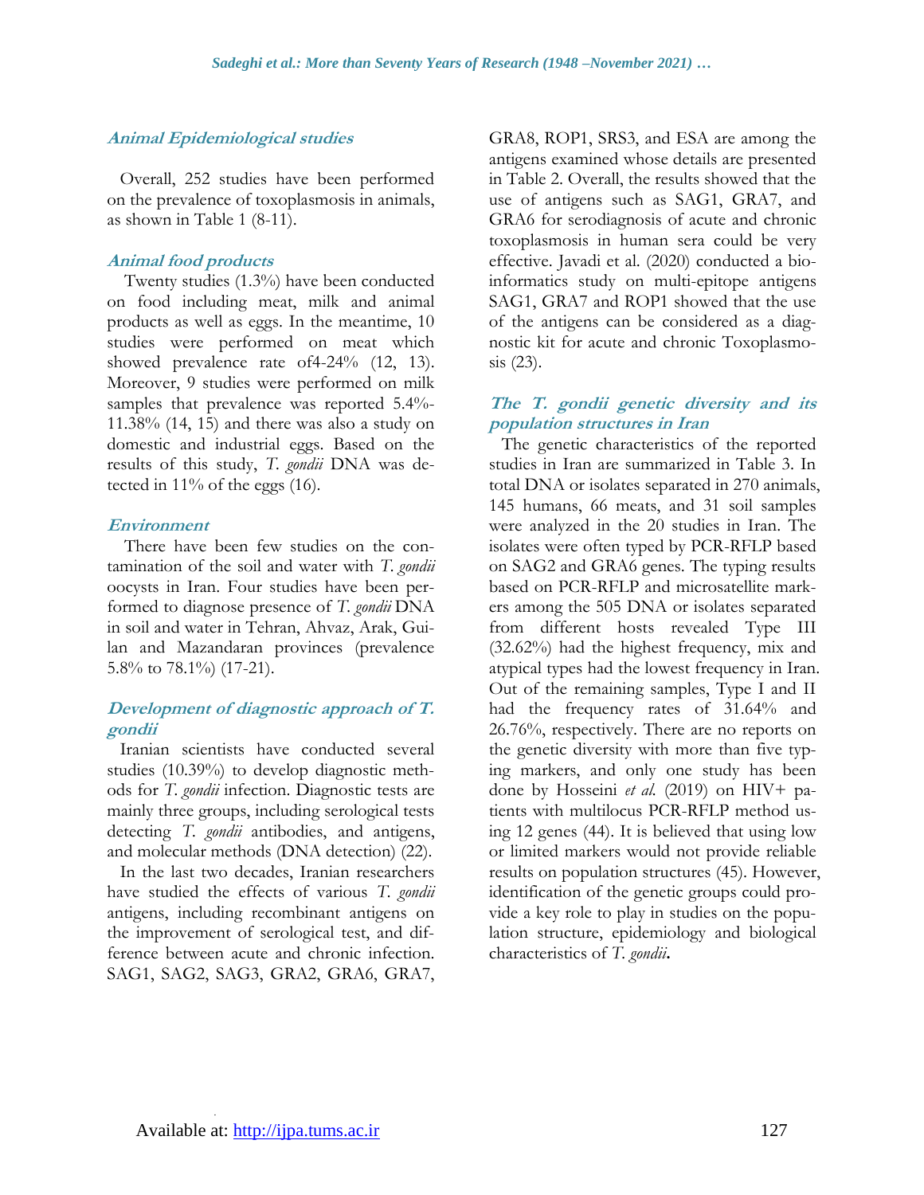### Animal Epidemiological studies

Overall, 252 studies have been performed on the prevalence of toxoplasmosis in animals, as shown in Table 1 (8-11).

### Animal food products

Twenty studies (1.3%) have been conducted on food including meat, milk and animal products as well as eggs. In the meantime, 10 studies were performed on meat which showed prevalence rate of4-24% (12, 13). Moreover, 9 studies were performed on milk samples that prevalence was reported 5.4%-11.38% (14, 15) and there was also a study on domestic and industrial eggs. Based on the results of this study, *T. gondii* DNA was detected in 11% of the eggs (16).

### Environment

There have been few studies on the contamination of the soil and water with *T. gondii* oocysts in Iran. Four studies have been performed to diagnose presence of *T. gondii* DNA in soil and water in Tehran, Ahvaz, Arak, Guilan and Mazandaran provinces (prevalence 5.8% to 78.1%) (17-21).

### Development of diagnostic approach of *T. gondii*

Iranian scientists have conducted several studies (10.39%) to develop diagnostic methods for *T. gondii* infection. Diagnostic tests are mainly three groups, including serological tests detecting *T. gondii* antibodies, and antigens, and molecular methods (DNA detection) (22).

In the last two decades, Iranian researchers have studied the effects of various *T. gondii* antigens, including recombinant antigens on the improvement of serological test, and difference between acute and chronic infection. SAG1, SAG2, SAG3, GRA2, GRA6, GRA7, GRA8, ROP1, SRS3, and ESA are among the antigens examined whose details are presented in Table 2. Overall, the results showed that the use of antigens such as SAG1, GRA7, and GRA6 for serodiagnosis of acute and chronic toxoplasmosis in human sera could be very effective. Javadi et al. (2020) conducted a bioinformatics study on multi-epitope antigens SAG1, GRA7 and ROP1 showed that the use of the antigens can be considered as a diagnostic kit for acute and chronic Toxoplasmosis (23).

### The *T. gondii* genetic diversity and its population structures in Iran

The genetic characteristics of the reported studies in Iran are summarized in Table 3. In total DNA or isolates separated in 270 animals, 145 humans, 66 meats, and 31 soil samples were analyzed in the 20 studies in Iran. The isolates were often typed by PCR-RFLP based on SAG2 and GRA6 genes. The typing results based on PCR-RFLP and microsatellite markers among the 505 DNA or isolates separated from different hosts revealed Type III (32.62%) had the highest frequency, mix and atypical types had the lowest frequency in Iran. Out of the remaining samples, Type I and II had the frequency rates of 31.64% and 26.76%, respectively. There are no reports on the genetic diversity with more than five typing markers, and only one study has been done by Hosseini *et al.* (2019) on HIV+ patients with multilocus PCR-RFLP method using 12 genes (44). It is believed that using low or limited markers would not provide reliable results on population structures (45). However, identification of the genetic groups could provide a key role to play in studies on the population structure, epidemiology and biological characteristics of *T. gondii***.**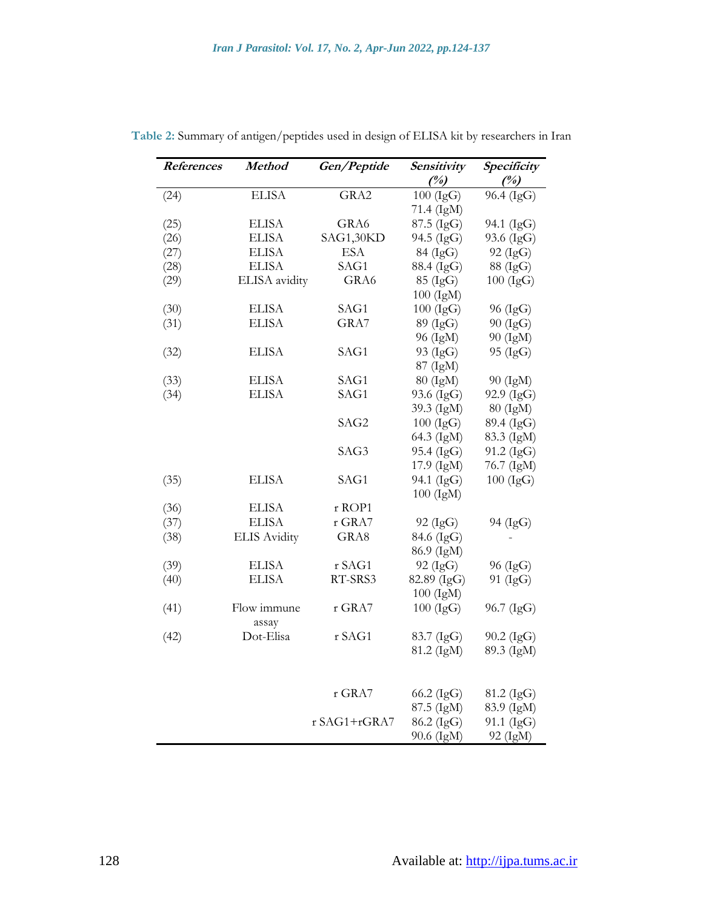**Table 2:** Summary of antigen/peptides used in design of ELISA kit by researchers in Iran

| *References* | *Method* | *Gen/Peptide* | *Sensitivity (%)* | *Specificity (%)* |
|---|---|---|---|---|
| (24) | ELISA | GRA2 | 100 (IgG)<br>71.4 (IgM) | 96.4 (IgG) |
| (25) | ELISA | GRA6 | 87.5 (IgG) | 94.1 (IgG) |
| (26) | ELISA | SAG1,30KD | 94.5 (IgG) | 93.6 (IgG) |
| (27) | ELISA | ESA | 84 (IgG) | 92 (IgG) |
| (28) | ELISA | SAG1 | 88.4 (IgG) | 88 (IgG) |
| (29) | ELISA avidity | GRA6 | 85 (IgG)<br>100 (IgM) | 100 (IgG) |
| (30) | ELISA | SAG1 | 100 (IgG) | 96 (IgG) |
| (31) | ELISA | GRA7 | 89 (IgG)<br>96 (IgM) | 90 (IgG)<br>90 (IgM) |
| (32) | ELISA | SAG1 | 93 (IgG)<br>87 (IgM) | 95 (IgG) |
| (33) | ELISA | SAG1 | 80 (IgM) | 90 (IgM) |
| (34) | ELISA | SAG1 | 93.6 (IgG)<br>39.3 (IgM) | 92.9 (IgG)<br>80 (IgM) |
| | | SAG2 | 100 (IgG)<br>64.3 (IgM) | 89.4 (IgG)<br>83.3 (IgM) |
| | | SAG3 | 95.4 (IgG)<br>17.9 (IgM) | 91.2 (IgG)<br>76.7 (IgM) |
| (35) | ELISA | SAG1 | 94.1 (IgG)<br>100 (IgM) | 100 (IgG) |
| (36) | ELISA | r ROP1 | | |
| (37) | ELISA | r GRA7 | 92 (IgG) | 94 (IgG) |
| (38) | ELIS Avidity | GRA8 | 84.6 (IgG)<br>86.9 (IgM) | - |
| (39) | ELISA | r SAG1 | 92 (IgG) | 96 (IgG) |
| (40) | ELISA | RT-SRS3 | 82.89 (IgG)<br>100 (IgM) | 91 (IgG) |
| (41) | Flow immune assay | r GRA7 | 100 (IgG) | 96.7 (IgG) |
| (42) | Dot-Elisa | r SAG1 | 83.7 (IgG)<br>81.2 (IgM) | 90.2 (IgG)<br>89.3 (IgM) |
| | | r GRA7 | 66.2 (IgG)<br>87.5 (IgM) | 81.2 (IgG)<br>83.9 (IgM) |
| | | r SAG1+rGRA7 | 86.2 (IgG)<br>90.6 (IgM) | 91.1 (IgG)<br>92 (IgM) |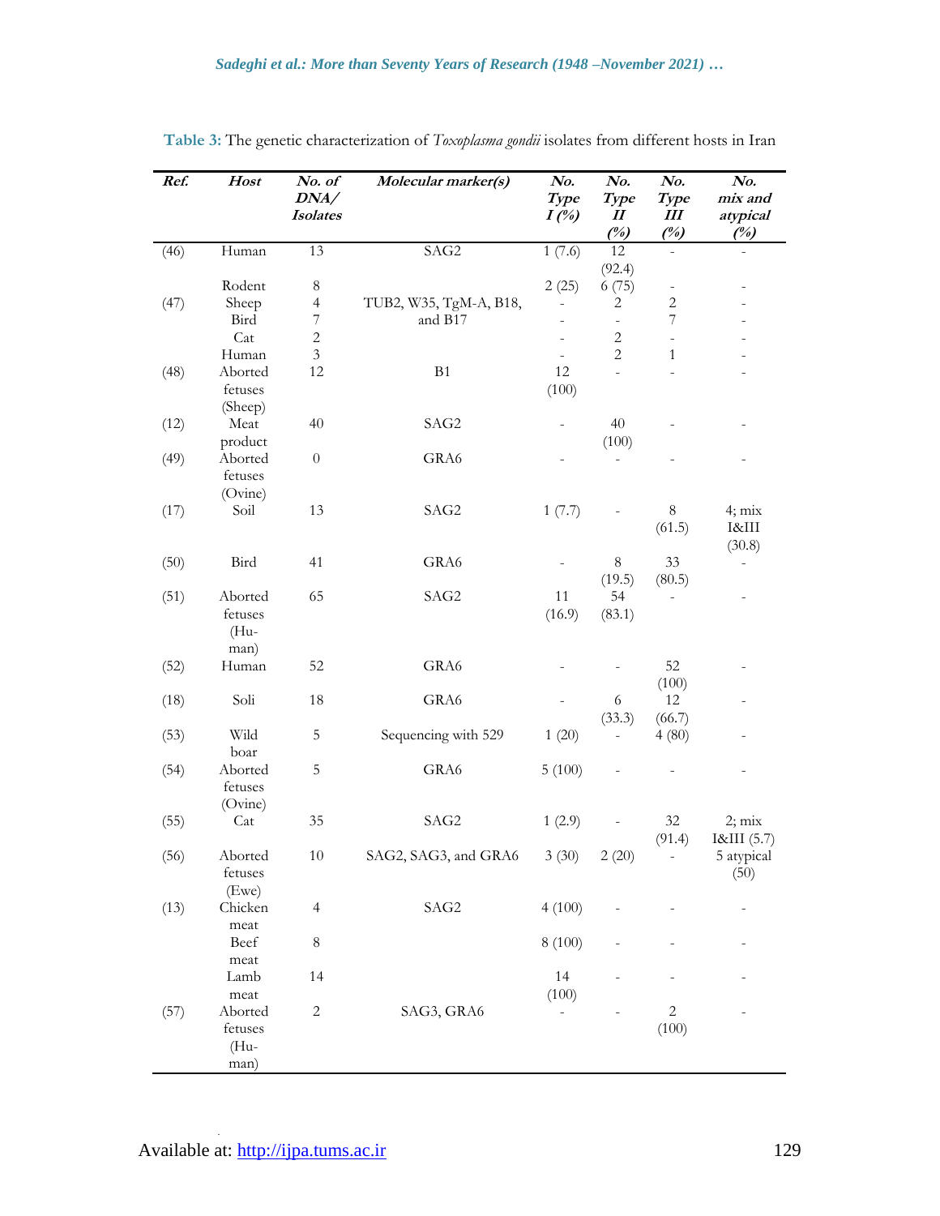**Table 3:** The genetic characterization of *Toxoplasma gondii* isolates from different hosts in Iran

| *Ref.* | *Host* | *No. of DNA/ Isolates* | *Molecular marker(s)* | *No. Type I (%)* | *No. Type II (%)* | *No. Type III (%)* | *No. mix and atypical (%)* |
|---|---|---|---|---|---|---|---|
| (46) | Human | 13 | SAG2 | 1 (7.6) | 12 (92.4) | - | - |
| (47) | Rodent | 8 | TUB2, W35, TgM-A, B18, and B17 | 2 (25) | 6 (75) | - | - |
| | Sheep | 4 | | - | 2 | 2 | - |
| | Bird | 7 | | - | - | 7 | - |
| | Cat | 2 | | - | 2 | - | - |
| | Human | 3 | | - | 2 | 1 | - |
| (48) | Aborted fetuses (Sheep) | 12 | B1 | 12 (100) | - | - | - |
| (12) | Meat product | 40 | SAG2 | - | 40 (100) | - | - |
| (49) | Aborted fetuses (Ovine) | 0 | GRA6 | - | - | - | - |
| (17) | Soil | 13 | SAG2 | 1 (7.7) | - | 8 (61.5) | 4; mix I&III (30.8) |
| (50) | Bird | 41 | GRA6 | - | 8 (19.5) | 33 (80.5) | - |
| (51) | Aborted fetuses (Human) | 65 | SAG2 | 11 (16.9) | 54 (83.1) | - | - |
| (52) | Human | 52 | GRA6 | - | - | 52 (100) | - |
| (18) | Soli | 18 | GRA6 | - | 6 (33.3) | 12 (66.7) | - |
| (53) | Wild boar | 5 | Sequencing with 529 | 1 (20) | - | 4 (80) | - |
| (54) | Aborted fetuses (Ovine) | 5 | GRA6 | 5 (100) | - | - | - |
| (55) | Cat | 35 | SAG2 | 1 (2.9) | - | 32 (91.4) | 2; mix I&III (5.7) |
| (56) | Aborted fetuses (Ewe) | 10 | SAG2, SAG3, and GRA6 | 3 (30) | 2 (20) | - | 5 atypical (50) |
| (13) | Chicken meat | 4 | SAG2 | 4 (100) | - | - | - |
| | Beef meat | 8 | | 8 (100) | - | - | - |
| | Lamb meat | 14 | | 14 (100) | - | - | - |
| (57) | Aborted fetuses (Human) | 2 | SAG3, GRA6 | - | - | 2 (100) | - |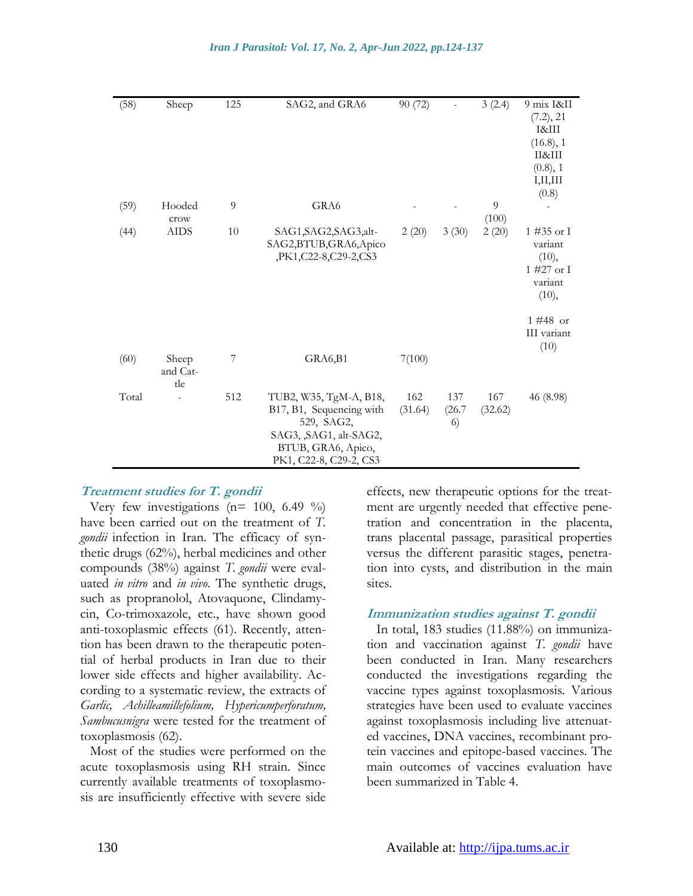| | | | | | | | |
|---|---|---|---|---|---|---|---|
| (58) | Sheep | 125 | SAG2, and GRA6 | 90 (72) | - | 3 (2.4) | 9 mix I&II (7.2), 21 I&III (16.8), 1 II&III (0.8), 1 I,II,III (0.8) |
| (59) | Hooded crow | 9 | GRA6 | - | - | 9 (100) | - |
| (44) | AIDS | 10 | SAG1,SAG2,SAG3,alt-SAG2,BTUB,GRA6,Apico,PK1,C22-8,C29-2,CS3 | 2 (20) | 3 (30) | 2 (20) | 1 #35 or I variant (10), 1 #27 or I variant (10), 1 #48 or III variant (10) |
| (60) | Sheep and Cattle | 7 | GRA6,B1 | 7(100) | | | |
| Total | - | 512 | TUB2, W35, TgM-A, B18, B17, B1, Sequencing with 529, SAG2, SAG3, ,SAG1, alt-SAG2, BTUB, GRA6, Apico, PK1, C22-8, C29-2, CS3 | 162 (31.64) | 137 (26.76) | 167 (32.62) | 46 (8.98) |

### *Treatment studies for T. gondii*

Very few investigations (n= 100, 6.49 %) have been carried out on the treatment of *T. gondii* infection in Iran. The efficacy of synthetic drugs (62%), herbal medicines and other compounds (38%) against *T. gondii* were evaluated *in vitro* and *in vivo*. The synthetic drugs, such as propranolol, Atovaquone, Clindamycin, Co-trimoxazole, etc., have shown good anti-toxoplasmic effects (61). Recently, attention has been drawn to the therapeutic potential of herbal products in Iran due to their lower side effects and higher availability. According to a systematic review, the extracts of *Garlic, Achilleamillefolium, Hypericumperforatum, Sambucusnigra* were tested for the treatment of toxoplasmosis (62).

Most of the studies were performed on the acute toxoplasmosis using RH strain. Since currently available treatments of toxoplasmosis are insufficiently effective with severe side effects, new therapeutic options for the treatment are urgently needed that effective penetration and concentration in the placenta, trans placental passage, parasitical properties versus the different parasitic stages, penetration into cysts, and distribution in the main sites.

### *Immunization studies against T. gondii*

In total, 183 studies (11.88%) on immunization and vaccination against *T. gondii* have been conducted in Iran. Many researchers conducted the investigations regarding the vaccine types against toxoplasmosis. Various strategies have been used to evaluate vaccines against toxoplasmosis including live attenuated vaccines, DNA vaccines, recombinant protein vaccines and epitope-based vaccines. The main outcomes of vaccines evaluation have been summarized in Table 4.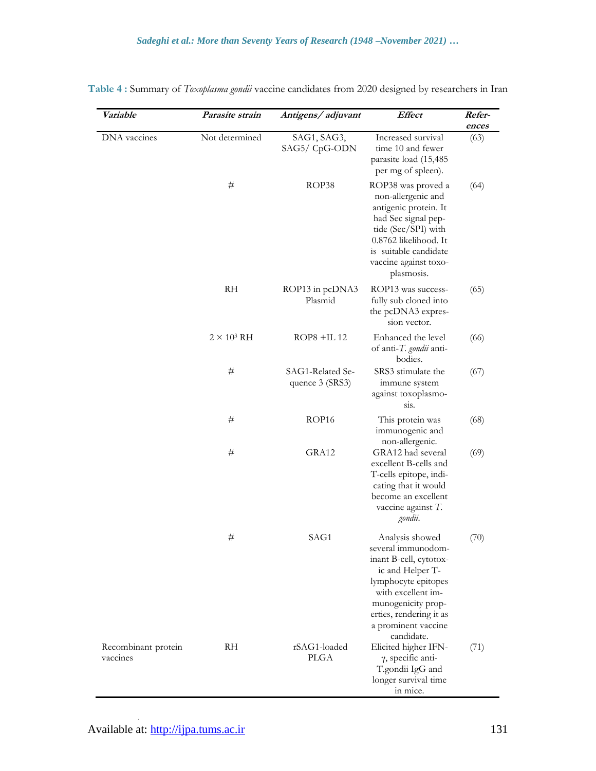**Table 4 :** Summary of *Toxoplasma gondii* vaccine candidates from 2020 designed by researchers in Iran

| *Variable* | *Parasite strain* | *Antigens/ adjuvant* | *Effect* | *References* |
|---|---|---|---|---|
| DNA vaccines | Not determined | SAG1, SAG3, SAG5/ CpG-ODN | Increased survival time 10 and fewer parasite load (15,485 per mg of spleen). | (63) |
| | # | ROP38 | ROP38 was proved a non-allergenic and antigenic protein. It had Sec signal peptide (Sec/SPI) with 0.8762 likelihood. It is suitable candidate vaccine against toxoplasmosis. | (64) |
| | RH | ROP13 in pcDNA3 Plasmid | ROP13 was successfully sub cloned into the pcDNA3 expression vector. | (65) |
| | $2 \times 10^3$ RH | ROP8 +IL 12 | Enhanced the level of anti-*T. gondii* antibodies. | (66) |
| | # | SAG1-Related Sequence 3 (SRS3) | SRS3 stimulate the immune system against toxoplasmosis. | (67) |
| | # | ROP16 | This protein was immunogenic and non-allergenic. | (68) |
| | # | GRA12 | GRA12 had several excellent B-cells and T-cells epitope, indicating that it would become an excellent vaccine against *T. gondii*. | (69) |
| | # | SAG1 | Analysis showed several immunodominant B-cell, cytotoxic and Helper T-lymphocyte epitopes with excellent immunogenicity properties, rendering it as a prominent vaccine candidate. | (70) |
| Recombinant protein vaccines | RH | rSAG1-loaded PLGA | Elicited higher IFN-γ, specific anti-T.gondii IgG and longer survival time in mice. | (71) |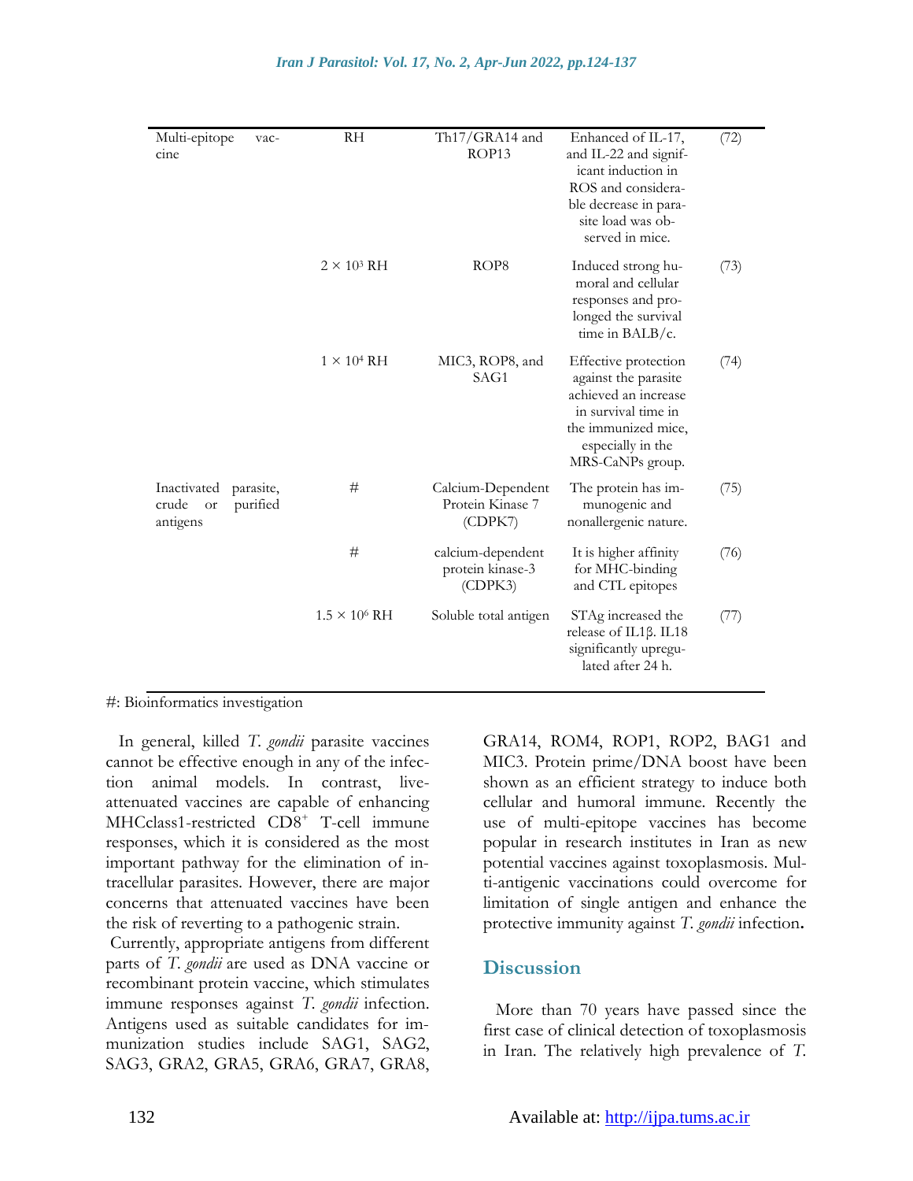| | | | | |
|---|---|---|---|---|
| Multi-epitope vaccine | RH | Th17/GRA14 and ROP13 | Enhanced of IL-17, and IL-22 and significant induction in ROS and considerable decrease in parasite load was observed in mice. | (72) |
| | $2 \times 10^3$ RH | ROP8 | Induced strong humoral and cellular responses and prolonged the survival time in BALB/c. | (73) |
| | $1 \times 10^4$ RH | MIC3, ROP8, and SAG1 | Effective protection against the parasite achieved an increase in survival time in the immunized mice, especially in the MRS-CaNPs group. | (74) |
| Inactivated parasite, crude or purified antigens | # | Calcium-Dependent Protein Kinase 7 (CDPK7) | The protein has immunogenic and nonallergenic nature. | (75) |
| | # | calcium-dependent protein kinase-3 (CDPK3) | It is higher affinity for MHC-binding and CTL epitopes | (76) |
| | $1.5 \times 10^6$ RH | Soluble total antigen | STAg increased the release of IL1β. IL18 significantly upregulated after 24 h. | (77) |

#: Bioinformatics investigation

In general, killed *T. gondii* parasite vaccines cannot be effective enough in any of the infection animal models. In contrast, live-attenuated vaccines are capable of enhancing MHCclass1-restricted $CD8^+$ T-cell immune responses, which it is considered as the most important pathway for the elimination of intracellular parasites. However, there are major concerns that attenuated vaccines have been the risk of reverting to a pathogenic strain.

Currently, appropriate antigens from different parts of *T. gondii* are used as DNA vaccine or recombinant protein vaccine, which stimulates immune responses against *T. gondii* infection. Antigens used as suitable candidates for immunization studies include SAG1, SAG2, SAG3, GRA2, GRA5, GRA6, GRA7, GRA8, GRA14, ROM4, ROP1, ROP2, BAG1 and MIC3. Protein prime/DNA boost have been shown as an efficient strategy to induce both cellular and humoral immune. Recently the use of multi-epitope vaccines has become popular in research institutes in Iran as new potential vaccines against toxoplasmosis. Multi-antigenic vaccinations could overcome for limitation of single antigen and enhance the protective immunity against *T. gondii* infection**.**

## Discussion

More than 70 years have passed since the first case of clinical detection of toxoplasmosis in Iran. The relatively high prevalence of *T.*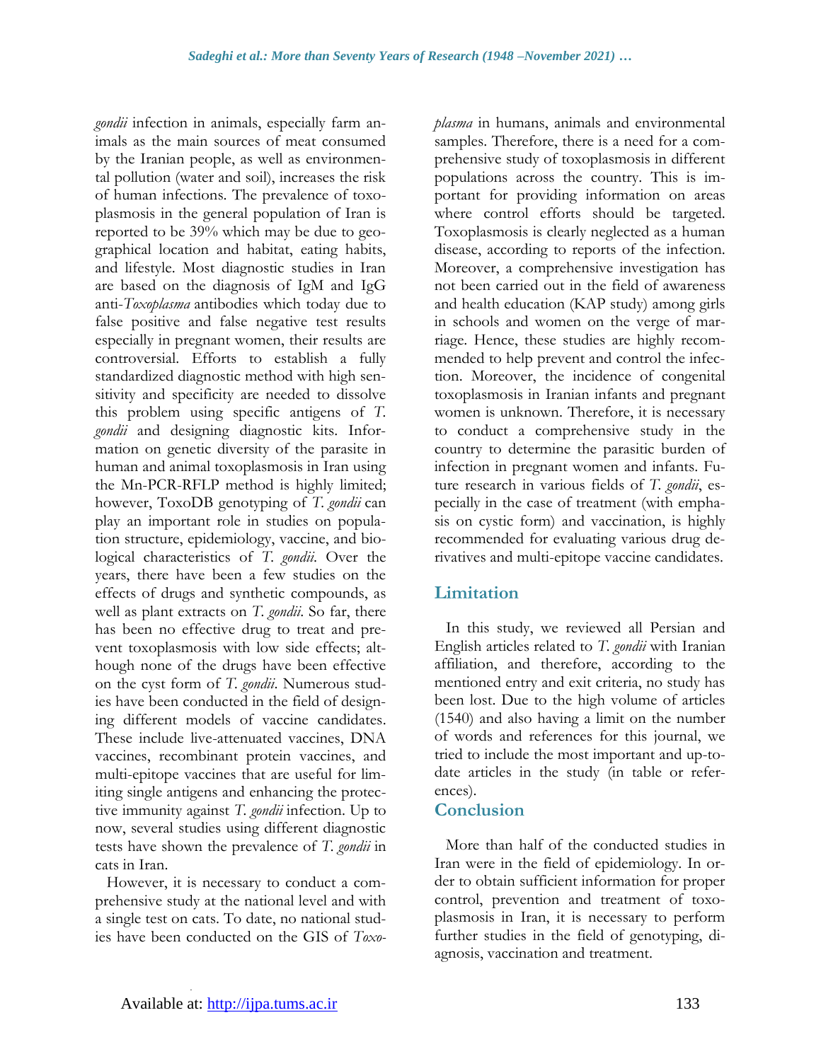*gondii* infection in animals, especially farm animals as the main sources of meat consumed by the Iranian people, as well as environmental pollution (water and soil), increases the risk of human infections. The prevalence of toxoplasmosis in the general population of Iran is reported to be 39% which may be due to geographical location and habitat, eating habits, and lifestyle. Most diagnostic studies in Iran are based on the diagnosis of IgM and IgG anti-*Toxoplasma* antibodies which today due to false positive and false negative test results especially in pregnant women, their results are controversial. Efforts to establish a fully standardized diagnostic method with high sensitivity and specificity are needed to dissolve this problem using specific antigens of *T. gondii* and designing diagnostic kits. Information on genetic diversity of the parasite in human and animal toxoplasmosis in Iran using the Mn-PCR-RFLP method is highly limited; however, ToxoDB genotyping of *T. gondii* can play an important role in studies on population structure, epidemiology, vaccine, and biological characteristics of *T. gondii*. Over the years, there have been a few studies on the effects of drugs and synthetic compounds, as well as plant extracts on *T. gondii*. So far, there has been no effective drug to treat and prevent toxoplasmosis with low side effects; although none of the drugs have been effective on the cyst form of *T. gondii*. Numerous studies have been conducted in the field of designing different models of vaccine candidates. These include live-attenuated vaccines, DNA vaccines, recombinant protein vaccines, and multi-epitope vaccines that are useful for limiting single antigens and enhancing the protective immunity against *T. gondii* infection. Up to now, several studies using different diagnostic tests have shown the prevalence of *T. gondii* in cats in Iran.

However, it is necessary to conduct a comprehensive study at the national level and with a single test on cats. To date, no national studies have been conducted on the GIS of *Toxoplasma* in humans, animals and environmental samples. Therefore, there is a need for a comprehensive study of toxoplasmosis in different populations across the country. This is important for providing information on areas where control efforts should be targeted. Toxoplasmosis is clearly neglected as a human disease, according to reports of the infection. Moreover, a comprehensive investigation has not been carried out in the field of awareness and health education (KAP study) among girls in schools and women on the verge of marriage. Hence, these studies are highly recommended to help prevent and control the infection. Moreover, the incidence of congenital toxoplasmosis in Iranian infants and pregnant women is unknown. Therefore, it is necessary to conduct a comprehensive study in the country to determine the parasitic burden of infection in pregnant women and infants. Future research in various fields of *T. gondii*, especially in the case of treatment (with emphasis on cystic form) and vaccination, is highly recommended for evaluating various drug derivatives and multi-epitope vaccine candidates.

## Limitation

In this study, we reviewed all Persian and English articles related to *T. gondii* with Iranian affiliation, and therefore, according to the mentioned entry and exit criteria, no study has been lost. Due to the high volume of articles (1540) and also having a limit on the number of words and references for this journal, we tried to include the most important and up-to-date articles in the study (in table or references).

## Conclusion

More than half of the conducted studies in Iran were in the field of epidemiology. In order to obtain sufficient information for proper control, prevention and treatment of toxoplasmosis in Iran, it is necessary to perform further studies in the field of genotyping, diagnosis, vaccination and treatment.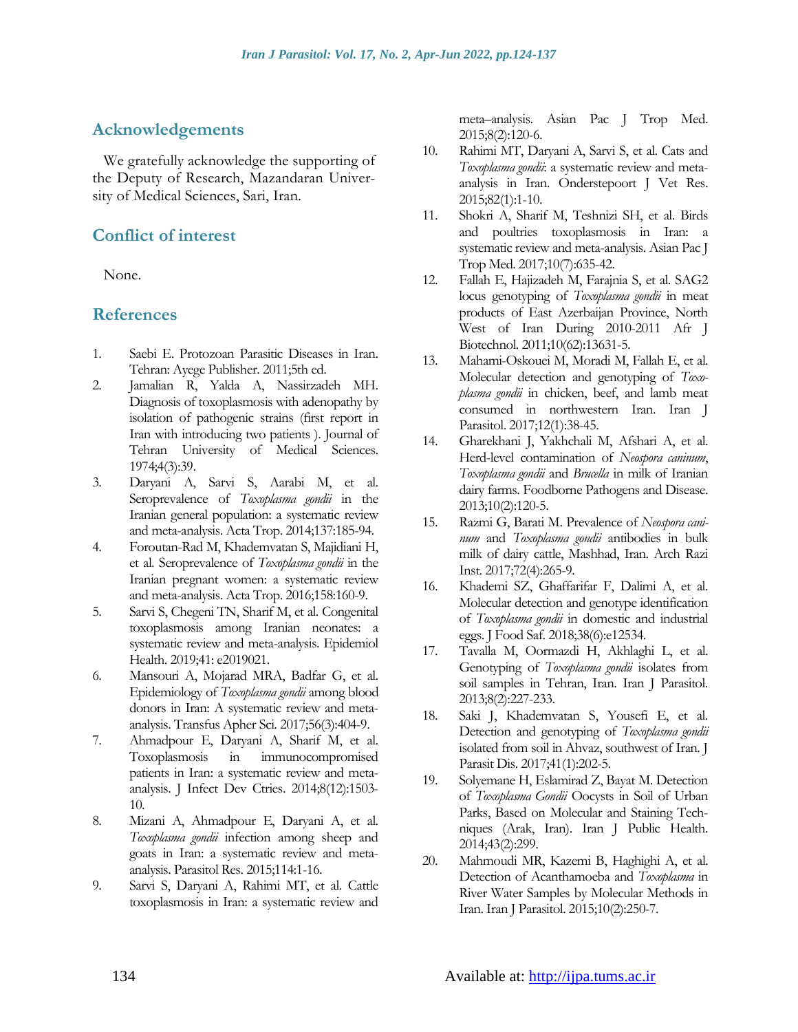## Acknowledgements

We gratefully acknowledge the supporting of the Deputy of Research, Mazandaran University of Medical Sciences, Sari, Iran.

## Conflict of interest

None.

## References

1. Saebi E. Protozoan Parasitic Diseases in Iran. Tehran: Ayege Publisher. 2011;5th ed.
2. Jamalian R, Yalda A, Nassirzadeh MH. Diagnosis of toxoplasmosis with adenopathy by isolation of pathogenic strains (first report in Iran with introducing two patients ). Journal of Tehran University of Medical Sciences. 1974;4(3):39.
3. Daryani A, Sarvi S, Aarabi M, et al. Seroprevalence of *Toxoplasma gondii* in the Iranian general population: a systematic review and meta-analysis. Acta Trop. 2014;137:185-94.
4. Foroutan-Rad M, Khademvatan S, Majidiani H, et al. Seroprevalence of *Toxoplasma gondii* in the Iranian pregnant women: a systematic review and meta-analysis. Acta Trop. 2016;158:160-9.
5. Sarvi S, Chegeni TN, Sharif M, et al. Congenital toxoplasmosis among Iranian neonates: a systematic review and meta-analysis. Epidemiol Health. 2019;41: e2019021.
6. Mansouri A, Mojarad MRA, Badfar G, et al. Epidemiology of *Toxoplasma gondii* among blood donors in Iran: A systematic review and meta-analysis. Transfus Apher Sci. 2017;56(3):404-9.
7. Ahmadpour E, Daryani A, Sharif M, et al. Toxoplasmosis in immunocompromised patients in Iran: a systematic review and meta-analysis. J Infect Dev Ctries. 2014;8(12):1503-10.
8. Mizani A, Ahmadpour E, Daryani A, et al. *Toxoplasma gondii* infection among sheep and goats in Iran: a systematic review and meta-analysis. Parasitol Res. 2015;114:1-16.
9. Sarvi S, Daryani A, Rahimi MT, et al. Cattle toxoplasmosis in Iran: a systematic review and meta–analysis. Asian Pac J Trop Med. 2015;8(2):120-6.
10. Rahimi MT, Daryani A, Sarvi S, et al. Cats and *Toxoplasma gondii*: a systematic review and meta-analysis in Iran. Onderstepoort J Vet Res. 2015;82(1):1-10.
11. Shokri A, Sharif M, Teshnizi SH, et al. Birds and poultries toxoplasmosis in Iran: a systematic review and meta-analysis. Asian Pac J Trop Med. 2017;10(7):635-42.
12. Fallah E, Hajizadeh M, Farajnia S, et al. SAG2 locus genotyping of *Toxoplasma gondii* in meat products of East Azerbaijan Province, North West of Iran During 2010-2011 Afr J Biotechnol. 2011;10(62):13631-5.
13. Mahami-Oskouei M, Moradi M, Fallah E, et al. Molecular detection and genotyping of *Toxoplasma gondii* in chicken, beef, and lamb meat consumed in northwestern Iran. Iran J Parasitol. 2017;12(1):38-45.
14. Gharekhani J, Yakhchali M, Afshari A, et al. Herd-level contamination of *Neospora caninum*, *Toxoplasma gondii* and *Brucella* in milk of Iranian dairy farms. Foodborne Pathogens and Disease. 2013;10(2):120-5.
15. Razmi G, Barati M. Prevalence of *Neospora caninum* and *Toxoplasma gondii* antibodies in bulk milk of dairy cattle, Mashhad, Iran. Arch Razi Inst. 2017;72(4):265-9.
16. Khademi SZ, Ghaffarifar F, Dalimi A, et al. Molecular detection and genotype identification of *Toxoplasma gondii* in domestic and industrial eggs. J Food Saf. 2018;38(6):e12534.
17. Tavalla M, Oormazdi H, Akhlaghi L, et al. Genotyping of *Toxoplasma gondii* isolates from soil samples in Tehran, Iran. Iran J Parasitol. 2013;8(2):227-233.
18. Saki J, Khademvatan S, Yousefi E, et al. Detection and genotyping of *Toxoplasma gondii* isolated from soil in Ahvaz, southwest of Iran. J Parasit Dis. 2017;41(1):202-5.
19. Solyemane H, Eslamirad Z, Bayat M. Detection of *Toxoplasma Gondii* Oocysts in Soil of Urban Parks, Based on Molecular and Staining Techniques (Arak, Iran). Iran J Public Health. 2014;43(2):299.
20. Mahmoudi MR, Kazemi B, Haghighi A, et al. Detection of Acanthamoeba and *Toxoplasma* in River Water Samples by Molecular Methods in Iran. Iran J Parasitol. 2015;10(2):250-7.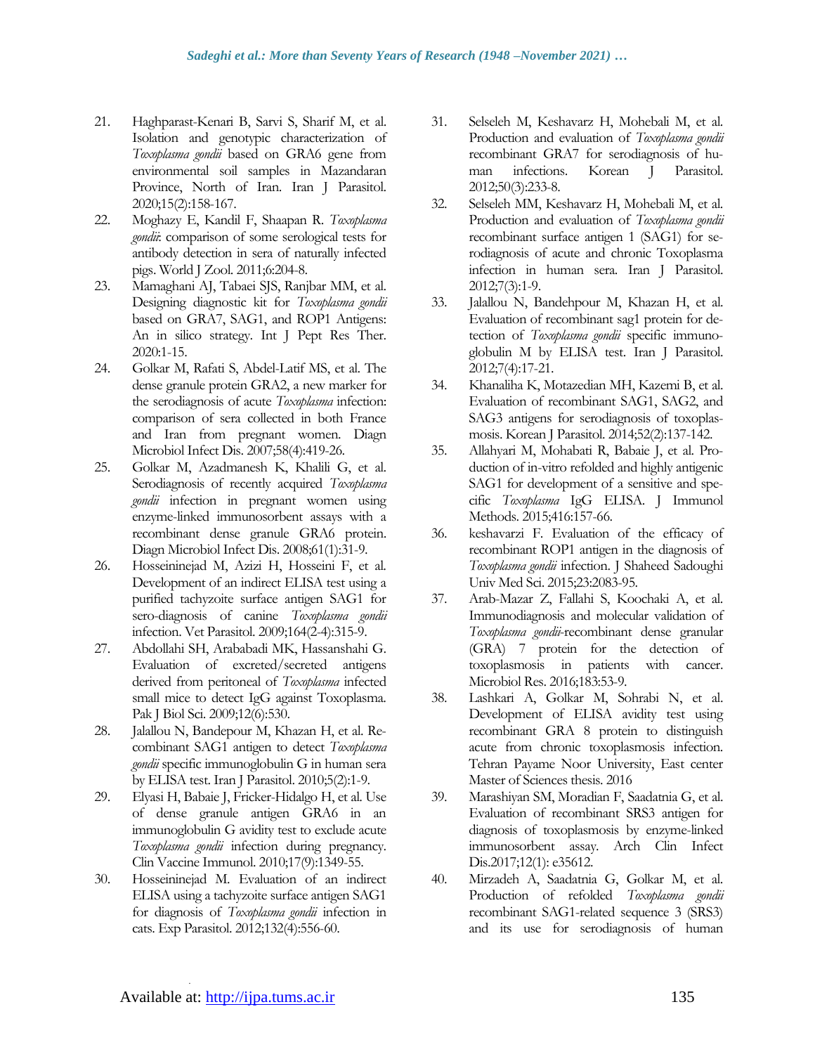21. Haghparast-Kenari B, Sarvi S, Sharif M, et al. Isolation and genotypic characterization of *Toxoplasma gondii* based on GRA6 gene from environmental soil samples in Mazandaran Province, North of Iran. Iran J Parasitol. 2020;15(2):158-167.
22. Moghazy E, Kandil F, Shaapan R. *Toxoplasma gondii*: comparison of some serological tests for antibody detection in sera of naturally infected pigs. World J Zool. 2011;6:204-8.
23. Mamaghani AJ, Tabaei SJS, Ranjbar MM, et al. Designing diagnostic kit for *Toxoplasma gondii* based on GRA7, SAG1, and ROP1 Antigens: An in silico strategy. Int J Pept Res Ther. 2020:1-15.
24. Golkar M, Rafati S, Abdel-Latif MS, et al. The dense granule protein GRA2, a new marker for the serodiagnosis of acute *Toxoplasma* infection: comparison of sera collected in both France and Iran from pregnant women. Diagn Microbiol Infect Dis. 2007;58(4):419-26.
25. Golkar M, Azadmanesh K, Khalili G, et al. Serodiagnosis of recently acquired *Toxoplasma gondii* infection in pregnant women using enzyme-linked immunosorbent assays with a recombinant dense granule GRA6 protein. Diagn Microbiol Infect Dis. 2008;61(1):31-9.
26. Hosseininejad M, Azizi H, Hosseini F, et al. Development of an indirect ELISA test using a purified tachyzoite surface antigen SAG1 for sero-diagnosis of canine *Toxoplasma gondii* infection. Vet Parasitol. 2009;164(2-4):315-9.
27. Abdollahi SH, Arababadi MK, Hassanshahi G. Evaluation of excreted/secreted antigens derived from peritoneal of *Toxoplasma* infected small mice to detect IgG against Toxoplasma. Pak J Biol Sci. 2009;12(6):530.
28. Jalallou N, Bandepour M, Khazan H, et al. Recombinant SAG1 antigen to detect *Toxoplasma gondii* specific immunoglobulin G in human sera by ELISA test. Iran J Parasitol. 2010;5(2):1-9.
29. Elyasi H, Babaie J, Fricker-Hidalgo H, et al. Use of dense granule antigen GRA6 in an immunoglobulin G avidity test to exclude acute *Toxoplasma gondii* infection during pregnancy. Clin Vaccine Immunol. 2010;17(9):1349-55.
30. Hosseininejad M. Evaluation of an indirect ELISA using a tachyzoite surface antigen SAG1 for diagnosis of *Toxoplasma gondii* infection in cats. Exp Parasitol. 2012;132(4):556-60.
31. Selseleh M, Keshavarz H, Mohebali M, et al. Production and evaluation of *Toxoplasma gondii* recombinant GRA7 for serodiagnosis of human infections. Korean J Parasitol. 2012;50(3):233-8.
32. Selseleh MM, Keshavarz H, Mohebali M, et al. Production and evaluation of *Toxoplasma gondii* recombinant surface antigen 1 (SAG1) for serodiagnosis of acute and chronic Toxoplasma infection in human sera. Iran J Parasitol. 2012;7(3):1-9.
33. Jalallou N, Bandehpour M, Khazan H, et al. Evaluation of recombinant sag1 protein for detection of *Toxoplasma gondii* specific immunoglobulin M by ELISA test. Iran J Parasitol. 2012;7(4):17-21.
34. Khanaliha K, Motazedian MH, Kazemi B, et al. Evaluation of recombinant SAG1, SAG2, and SAG3 antigens for serodiagnosis of toxoplasmosis. Korean J Parasitol. 2014;52(2):137-142.
35. Allahyari M, Mohabati R, Babaie J, et al. Production of in-vitro refolded and highly antigenic SAG1 for development of a sensitive and specific *Toxoplasma* IgG ELISA. J Immunol Methods. 2015;416:157-66.
36. keshavarzi F. Evaluation of the efficacy of recombinant ROP1 antigen in the diagnosis of *Toxoplasma gondii* infection. J Shaheed Sadoughi Univ Med Sci. 2015;23:2083-95.
37. Arab-Mazar Z, Fallahi S, Koochaki A, et al. Immunodiagnosis and molecular validation of *Toxoplasma gondii*-recombinant dense granular (GRA) 7 protein for the detection of toxoplasmosis in patients with cancer. Microbiol Res. 2016;183:53-9.
38. Lashkari A, Golkar M, Sohrabi N, et al. Development of ELISA avidity test using recombinant GRA 8 protein to distinguish acute from chronic toxoplasmosis infection. Tehran Payame Noor University, East center Master of Sciences thesis. 2016
39. Marashiyan SM, Moradian F, Saadatnia G, et al. Evaluation of recombinant SRS3 antigen for diagnosis of toxoplasmosis by enzyme-linked immunosorbent assay. Arch Clin Infect Dis.2017;12(1): e35612.
40. Mirzadeh A, Saadatnia G, Golkar M, et al. Production of refolded *Toxoplasma gondii* recombinant SAG1-related sequence 3 (SRS3) and its use for serodiagnosis of human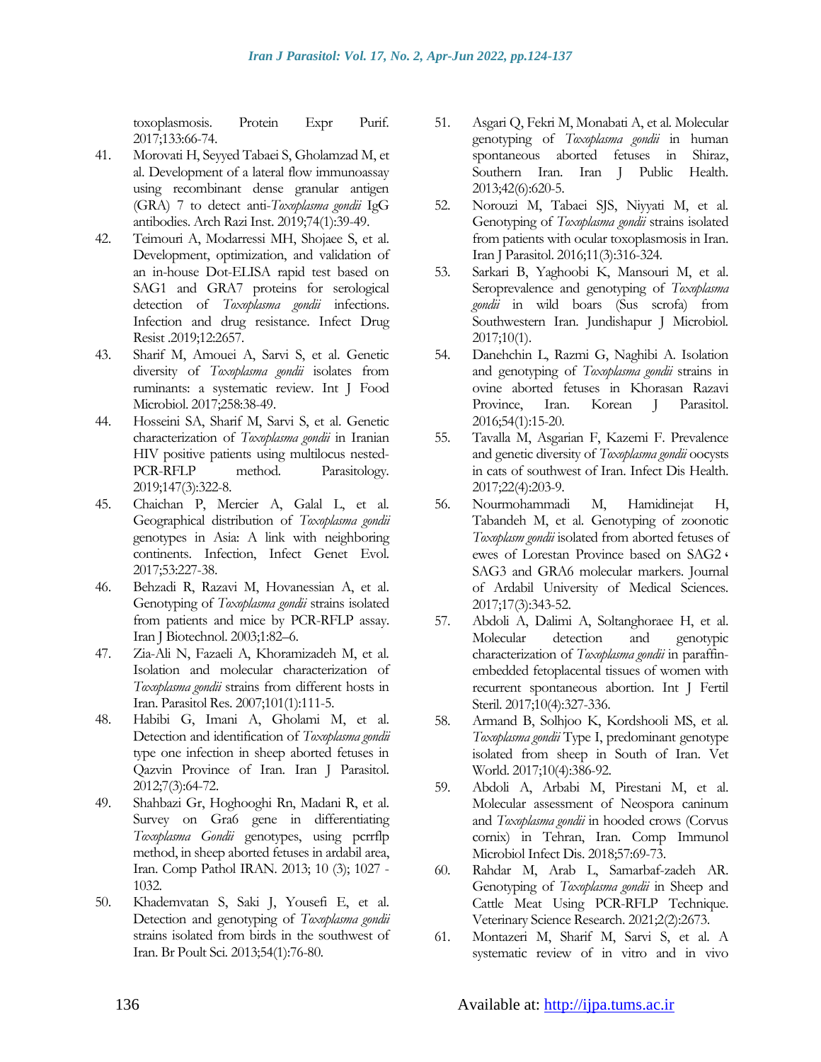toxoplasmosis. Protein Expr Purif. 2017;133:66-74.

41. Morovati H, Seyyed Tabaei S, Gholamzad M, et al. Development of a lateral flow immunoassay using recombinant dense granular antigen (GRA) 7 to detect anti-*Toxoplasma gondii* IgG antibodies. Arch Razi Inst. 2019;74(1):39-49.
42. Teimouri A, Modarressi MH, Shojaee S, et al. Development, optimization, and validation of an in-house Dot-ELISA rapid test based on SAG1 and GRA7 proteins for serological detection of *Toxoplasma gondii* infections. Infection and drug resistance. Infect Drug Resist .2019;12:2657.
43. Sharif M, Amouei A, Sarvi S, et al. Genetic diversity of *Toxoplasma gondii* isolates from ruminants: a systematic review. Int J Food Microbiol. 2017;258:38-49.
44. Hosseini SA, Sharif M, Sarvi S, et al. Genetic characterization of *Toxoplasma gondii* in Iranian HIV positive patients using multilocus nested-PCR-RFLP method. Parasitology. 2019;147(3):322-8.
45. Chaichan P, Mercier A, Galal L, et al. Geographical distribution of *Toxoplasma gondii* genotypes in Asia: A link with neighboring continents. Infection, Infect Genet Evol. 2017;53:227-38.
46. Behzadi R, Razavi M, Hovanessian A, et al. Genotyping of *Toxoplasma gondii* strains isolated from patients and mice by PCR-RFLP assay. Iran J Biotechnol. 2003;1:82–6.
47. Zia-Ali N, Fazaeli A, Khoramizadeh M, et al. Isolation and molecular characterization of *Toxoplasma gondii* strains from different hosts in Iran. Parasitol Res. 2007;101(1):111-5.
48. Habibi G, Imani A, Gholami M, et al. Detection and identification of *Toxoplasma gondii* type one infection in sheep aborted fetuses in Qazvin Province of Iran. Iran J Parasitol. 2012;7(3):64-72.
49. Shahbazi Gr, Hoghooghi Rn, Madani R, et al. Survey on Gra6 gene in differentiating *Toxoplasma Gondii* genotypes, using pcrrflp method, in sheep aborted fetuses in ardabil area, Iran. Comp Pathol IRAN. 2013; 10 (3); 1027 - 1032.
50. Khademvatan S, Saki J, Yousefi E, et al. Detection and genotyping of *Toxoplasma gondii* strains isolated from birds in the southwest of Iran. Br Poult Sci. 2013;54(1):76-80.
51. Asgari Q, Fekri M, Monabati A, et al. Molecular genotyping of *Toxoplasma gondii* in human spontaneous aborted fetuses in Shiraz, Southern Iran. Iran J Public Health. 2013;42(6):620-5.
52. Norouzi M, Tabaei SJS, Niyyati M, et al. Genotyping of *Toxoplasma gondii* strains isolated from patients with ocular toxoplasmosis in Iran. Iran J Parasitol. 2016;11(3):316-324.
53. Sarkari B, Yaghoobi K, Mansouri M, et al. Seroprevalence and genotyping of *Toxoplasma gondii* in wild boars (Sus scrofa) from Southwestern Iran. Jundishapur J Microbiol. 2017;10(1).
54. Danehchin L, Razmi G, Naghibi A. Isolation and genotyping of *Toxoplasma gondii* strains in ovine aborted fetuses in Khorasan Razavi Province, Iran. Korean J Parasitol. 2016;54(1):15-20.
55. Tavalla M, Asgarian F, Kazemi F. Prevalence and genetic diversity of *Toxoplasma gondii* oocysts in cats of southwest of Iran. Infect Dis Health. 2017;22(4):203-9.
56. Nourmohammadi M, Hamidinejat H, Tabandeh M, et al. Genotyping of zoonotic *Toxoplasm gondii* isolated from aborted fetuses of ewes of Lorestan Province based on SAG2، SAG3 and GRA6 molecular markers. Journal of Ardabil University of Medical Sciences. 2017;17(3):343-52.
57. Abdoli A, Dalimi A, Soltanghoraee H, et al. Molecular detection and genotypic characterization of *Toxoplasma gondii* in paraffin-embedded fetoplacental tissues of women with recurrent spontaneous abortion. Int J Fertil Steril. 2017;10(4):327-336.
58. Armand B, Solhjoo K, Kordshooli MS, et al. *Toxoplasma gondii* Type I, predominant genotype isolated from sheep in South of Iran. Vet World. 2017;10(4):386-92.
59. Abdoli A, Arbabi M, Pirestani M, et al. Molecular assessment of Neospora caninum and *Toxoplasma gondii* in hooded crows (Corvus cornix) in Tehran, Iran. Comp Immunol Microbiol Infect Dis. 2018;57:69-73.
60. Rahdar M, Arab L, Samarbaf-zadeh AR. Genotyping of *Toxoplasma gondii* in Sheep and Cattle Meat Using PCR-RFLP Technique. Veterinary Science Research. 2021;2(2):2673.
61. Montazeri M, Sharif M, Sarvi S, et al. A systematic review of in vitro and in vivo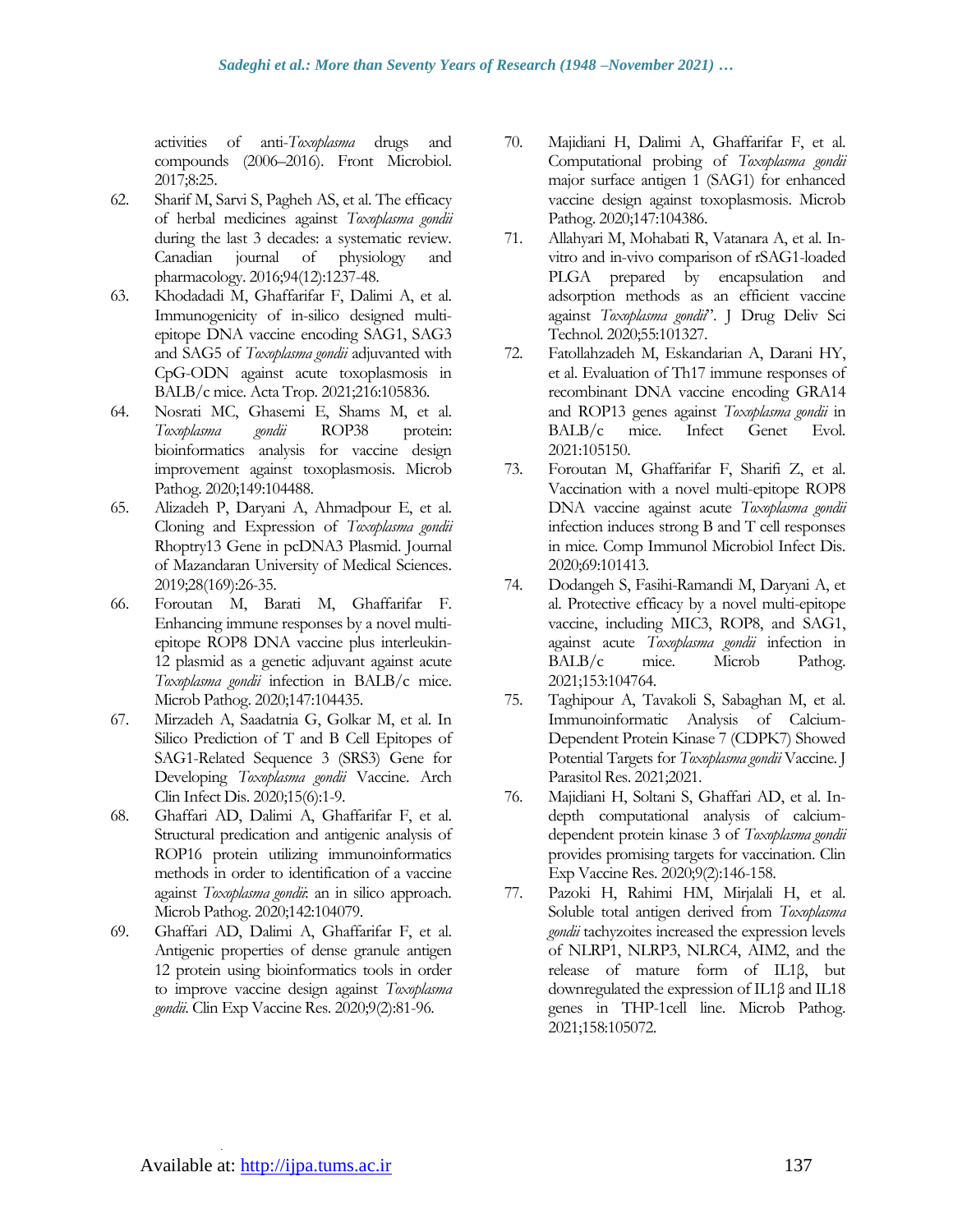activities of anti-*Toxoplasma* drugs and compounds (2006–2016). Front Microbiol. 2017;8:25.

62. Sharif M, Sarvi S, Pagheh AS, et al. The efficacy of herbal medicines against *Toxoplasma gondii* during the last 3 decades: a systematic review. Canadian journal of physiology and pharmacology. 2016;94(12):1237-48.
63. Khodadadi M, Ghaffarifar F, Dalimi A, et al. Immunogenicity of in-silico designed multi-epitope DNA vaccine encoding SAG1, SAG3 and SAG5 of *Toxoplasma gondii* adjuvanted with CpG-ODN against acute toxoplasmosis in BALB/c mice. Acta Trop. 2021;216:105836.
64. Nosrati MC, Ghasemi E, Shams M, et al. *Toxoplasma gondii* ROP38 protein: bioinformatics analysis for vaccine design improvement against toxoplasmosis. Microb Pathog. 2020;149:104488.
65. Alizadeh P, Daryani A, Ahmadpour E, et al. Cloning and Expression of *Toxoplasma gondii* Rhoptry13 Gene in pcDNA3 Plasmid. Journal of Mazandaran University of Medical Sciences. 2019;28(169):26-35.
66. Foroutan M, Barati M, Ghaffarifar F. Enhancing immune responses by a novel multi-epitope ROP8 DNA vaccine plus interleukin-12 plasmid as a genetic adjuvant against acute *Toxoplasma gondii* infection in BALB/c mice. Microb Pathog. 2020;147:104435.
67. Mirzadeh A, Saadatnia G, Golkar M, et al. In Silico Prediction of T and B Cell Epitopes of SAG1-Related Sequence 3 (SRS3) Gene for Developing *Toxoplasma gondii* Vaccine. Arch Clin Infect Dis. 2020;15(6):1-9.
68. Ghaffari AD, Dalimi A, Ghaffarifar F, et al. Structural predication and antigenic analysis of ROP16 protein utilizing immunoinformatics methods in order to identification of a vaccine against *Toxoplasma gondii*: an in silico approach. Microb Pathog. 2020;142:104079.
69. Ghaffari AD, Dalimi A, Ghaffarifar F, et al. Antigenic properties of dense granule antigen 12 protein using bioinformatics tools in order to improve vaccine design against *Toxoplasma gondii*. Clin Exp Vaccine Res. 2020;9(2):81-96.
70. Majidiani H, Dalimi A, Ghaffarifar F, et al. Computational probing of *Toxoplasma gondii* major surface antigen 1 (SAG1) for enhanced vaccine design against toxoplasmosis. Microb Pathog. 2020;147:104386.
71. Allahyari M, Mohabati R, Vatanara A, et al. In-vitro and in-vivo comparison of rSAG1-loaded PLGA prepared by encapsulation and adsorption methods as an efficient vaccine against *Toxoplasma gondii*". J Drug Deliv Sci Technol. 2020;55:101327.
72. Fatollahzadeh M, Eskandarian A, Darani HY, et al. Evaluation of Th17 immune responses of recombinant DNA vaccine encoding GRA14 and ROP13 genes against *Toxoplasma gondii* in BALB/c mice. Infect Genet Evol. 2021:105150.
73. Foroutan M, Ghaffarifar F, Sharifi Z, et al. Vaccination with a novel multi-epitope ROP8 DNA vaccine against acute *Toxoplasma gondii* infection induces strong B and T cell responses in mice. Comp Immunol Microbiol Infect Dis. 2020;69:101413.
74. Dodangeh S, Fasihi-Ramandi M, Daryani A, et al. Protective efficacy by a novel multi-epitope vaccine, including MIC3, ROP8, and SAG1, against acute *Toxoplasma gondii* infection in BALB/c mice. Microb Pathog. 2021;153:104764.
75. Taghipour A, Tavakoli S, Sabaghan M, et al. Immunoinformatic Analysis of Calcium-Dependent Protein Kinase 7 (CDPK7) Showed Potential Targets for *Toxoplasma gondii* Vaccine. J Parasitol Res. 2021;2021.
76. Majidiani H, Soltani S, Ghaffari AD, et al. In-depth computational analysis of calcium-dependent protein kinase 3 of *Toxoplasma gondii* provides promising targets for vaccination. Clin Exp Vaccine Res. 2020;9(2):146-158.
77. Pazoki H, Rahimi HM, Mirjalali H, et al. Soluble total antigen derived from *Toxoplasma gondii* tachyzoites increased the expression levels of NLRP1, NLRP3, NLRC4, AIM2, and the release of mature form of IL1β, but downregulated the expression of IL1β and IL18 genes in THP-1cell line. Microb Pathog. 2021;158:105072.